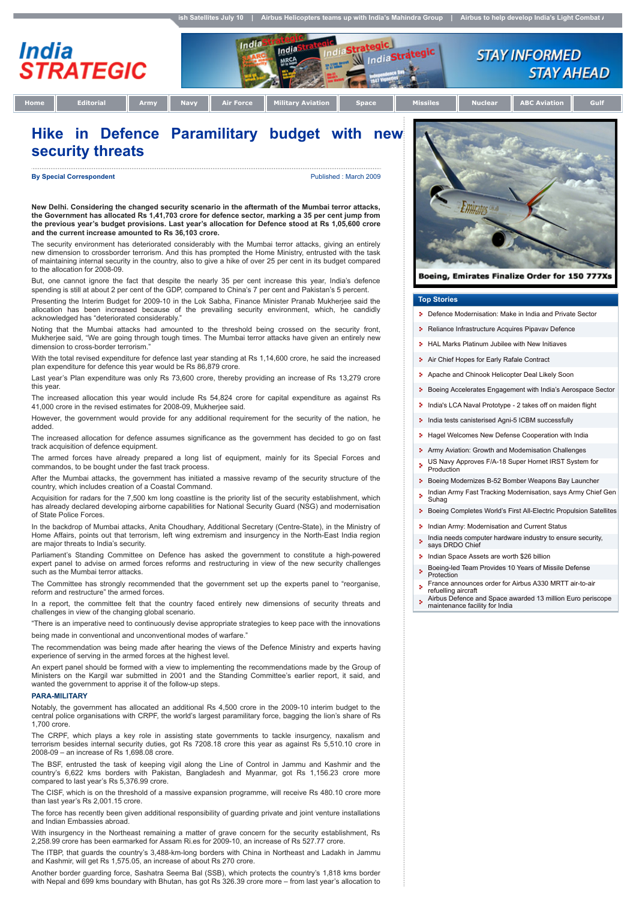# Hike in Defence Paramilitary budget with new security threats

**By Special Correspondent** Published : March 2009

**New Delhi. Considering the changed security scenario in the aftermath of the Mumbai terror attacks, the Government has allocated Rs 1,41,703 crore for defence sector, marking a 35 per cent jump from the previous year's budget provisions. Last year's allocation for Defence stood at Rs 1,05,600 crore and the current increase amounted to Rs 36,103 crore.**

The security environment has deteriorated considerably with the Mumbai terror attacks, giving an entirely new dimension to crossborder terrorism. And this has prompted the Home Ministry, entrusted with the task of maintaining internal security in the country, also to give a hike of over 25 per cent in its budget compared to the allocation for 2008-09.

But, one cannot ignore the fact that despite the nearly 35 per cent increase this year, India's defence spending is still at about 2 per cent of the GDP, compared to China's 7 per cent and Pakistan's 5 percent.

Presenting the Interim Budget for 2009-10 in the Lok Sabha, Finance Minister Pranab Mukherjee said the allocation has been increased because of the prevailing security environment, which, he candidly acknowledged has "deteriorated considerably."

Noting that the Mumbai attacks had amounted to the threshold being crossed on the security front, Mukherjee said, "We are going through tough times. The Mumbai terror attacks have given an entirely new dimension to cross-border terrorism."

With the total revised expenditure for defence last year standing at Rs 1,14,600 crore, he said the increased plan expenditure for defence this year would be Rs 86,879 crore.

Last year's Plan expenditure was only Rs 73,600 crore, thereby providing an increase of Rs 13,279 crore this year.

The increased allocation this year would include Rs 54,824 crore for capital expenditure as against Rs 41,000 crore in the revised estimates for 2008-09, Mukherjee said.

However, the government would provide for any additional requirement for the security of the nation, he added.

The increased allocation for defence assumes significance as the government has decided to go on fast track acquisition of defence equipment.

The armed forces have already prepared a long list of equipment, mainly for its Special Forces and commandos, to be bought under the fast track process.

After the Mumbai attacks, the government has initiated a massive revamp of the security structure of the country, which includes creation of a Coastal Command.

Acquisition for radars for the 7,500 km long coastline is the priority list of the security establishment, which has already declared developing airborne capabilities for National Security Guard (NSG) and modernisation of State Police Forces.

In the backdrop of Mumbai attacks, Anita Choudhary, Additional Secretary (Centre-State), in the Ministry of Home Affairs, points out that terrorism, left wing extremism and insurgency in the North-East India region are major threats to India's security.

Parliament's Standing Committee on Defence has asked the government to constitute a high-powered expert panel to advise on armed forces reforms and restructuring in view of the new security challenges such as the Mumbai terror attacks.

The Committee has strongly recommended that the government set up the experts panel to "reorganise, reform and restructure" the armed forces.

In a report, the committee felt that the country faced entirely new dimensions of security threats and challenges in view of the changing global scenario.

"There is an imperative need to continuously devise appropriate strategies to keep pace with the innovations being made in conventional and unconventional modes of warfare."

The recommendation was being made after hearing the views of the Defence Ministry and experts having experience of serving in the armed forces at the highest level.

An expert panel should be formed with a view to implementing the recommendations made by the Group of Ministers on the Kargil war submitted in 2001 and the Standing Committee's earlier report, it said, and wanted the government to apprise it of the follow-up steps.

**PARA-MILITARY**

Notably, the government has allocated an additional Rs 4,500 crore in the 2009-10 interim budget to the central police organisations with CRPF, the world's largest paramilitary force, bagging the lion's share of Rs 1,700 crore.

The CRPF, which plays a key role in assisting state governments to tackle insurgency, naxalism and terrorism besides internal security duties, got Rs 7208.18 crore this year as against Rs 5,510.10 crore in 2008-09 – an increase of Rs 1,698.08 crore.

The BSF, entrusted the task of keeping vigil along the Line of Control in Jammu and Kashmir and the country's 6,622 kms borders with Pakistan, Bangladesh and Myanmar, got Rs 1,156.23 crore more compared to last year's Rs 5,376.99 crore.

The CISF, which is on the threshold of a massive expansion programme, will receive Rs 480.10 crore more than last year's Rs 2,001.15 crore.

The force has recently been given additional responsibility of guarding private and joint venture installations and Indian Embassies abroad.

With insurgency in the Northeast remaining a matter of grave concern for the security establishment, Rs 2,258.99 crore has been earmarked for Assam Ri.es for 2009-10, an increase of Rs 527.77 crore.

The ITBP, that guards the country's 3,488-km-long borders with China in Northeast and Ladakh in Jammu and Kashmir, will get Rs 1,575.05, an increase of about Rs 270 crore.

Another border guarding force, Sashatra Seema Bal (SSB), which protects the country's 1,818 kms border with Nepal and 699 kms boundary with Bhutan, has got Rs 326.39 crore more – from last year's allocation to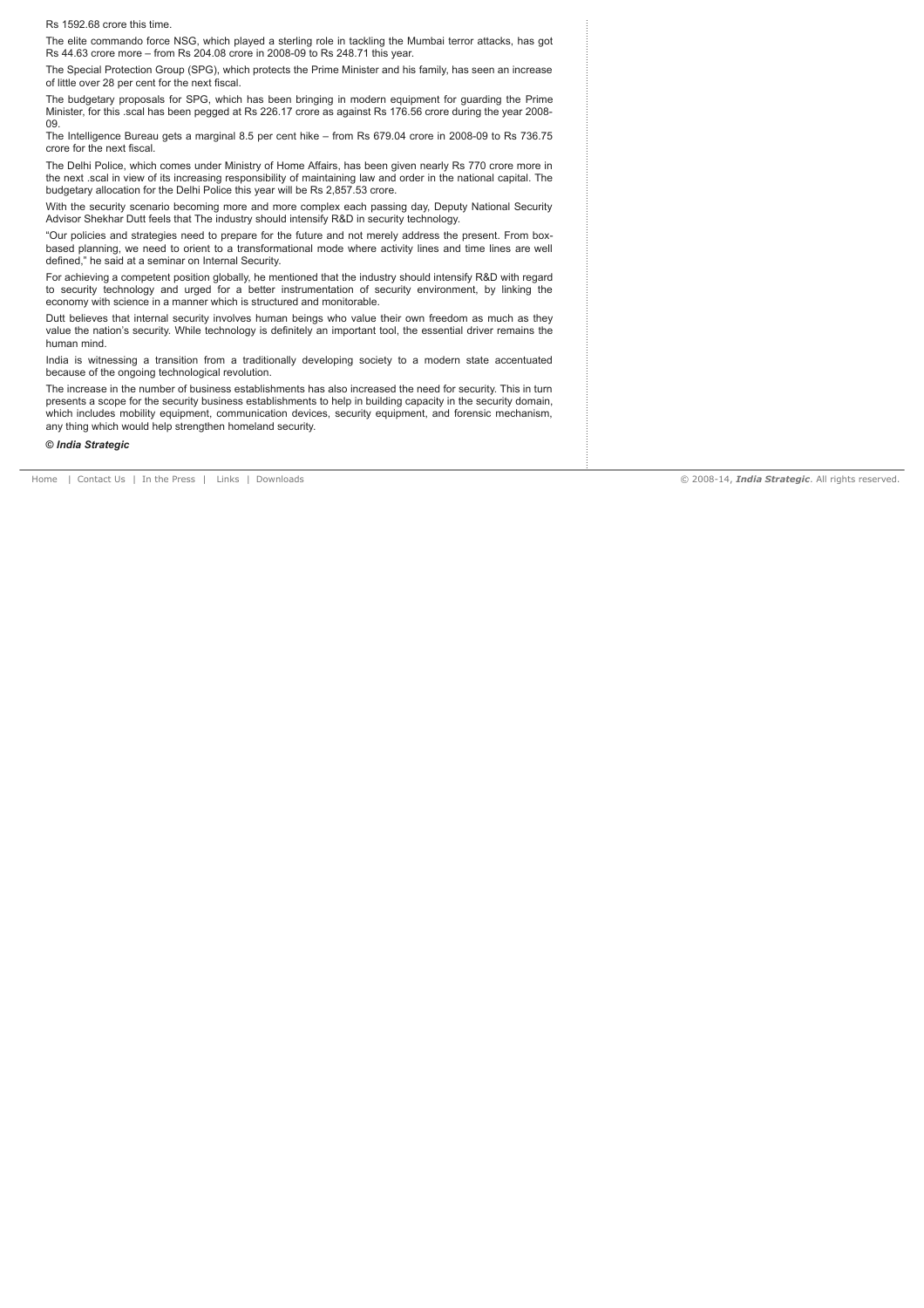Rs 1592.68 crore this time.

The elite commando force NSG, which played a sterling role in tackling the Mumbai terror attacks, has got Rs 44.63 crore more – from Rs 204.08 crore in 2008-09 to Rs 248.71 this year.

The Special Protection Group (SPG), which protects the Prime Minister and his family, has seen an increase of little over 28 per cent for the next fiscal.

The budgetary proposals for SPG, which has been bringing in modern equipment for guarding the Prime Minister, for this .scal has been pegged at Rs 226.17 crore as against Rs 176.56 crore during the year 2008-09.

The Intelligence Bureau gets a marginal 8.5 per cent hike – from Rs 679.04 crore in 2008-09 to Rs 736.75 crore for the next fiscal.

The Delhi Police, which comes under Ministry of Home Affairs, has been given nearly Rs 770 crore more in the next .scal in view of its increasing responsibility of maintaining law and order in the national capital. The budgetary allocation for the Delhi Police this year will be Rs 2,857.53 crore.

With the security scenario becoming more and more complex each passing day, Deputy National Security Advisor Shekhar Dutt feels that The industry should intensify R&D in security technology.

"Our policies and strategies need to prepare for the future and not merely address the present. From box-based planning, we need to orient to a transformational mode where activity lines and time lines are well defined," he said at a seminar on Internal Security.

For achieving a competent position globally, he mentioned that the industry should intensify R&D with regard to security technology and urged for a better instrumentation of security environment, by linking the economy with science in a manner which is structured and monitorable.

Dutt believes that internal security involves human beings who value their own freedom as much as they value the nation's security. While technology is definitely an important tool, the essential driver remains the human mind.

India is witnessing a transition from a traditionally developing society to a modern state accentuated because of the ongoing technological revolution.

The increase in the number of business establishments has also increased the need for security. This in turn presents a scope for the security business establishments to help in building capacity in the security domain, which includes mobility equipment, communication devices, security equipment, and forensic mechanism, any thing which would help strengthen homeland security.

***© India Strategic***

Home | Contact Us | In the Press | Links | Downloads

© 2008-14, ***India Strategic***. All rights reserved.